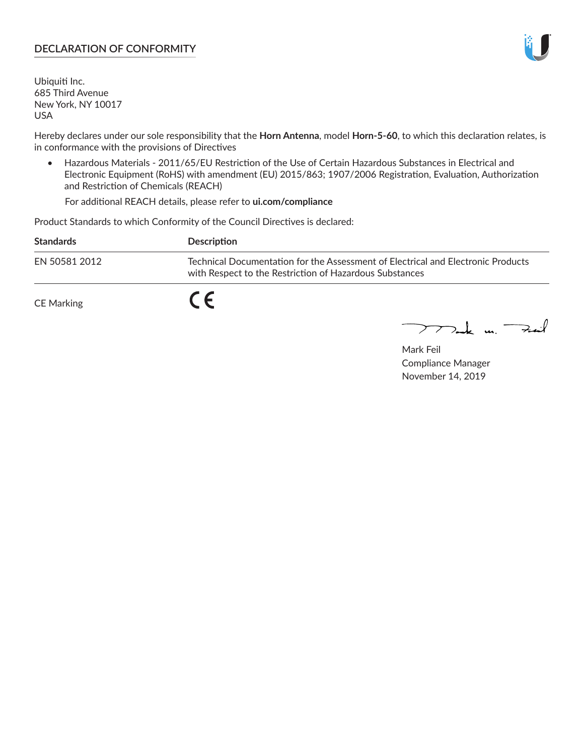## DECLARATION OF CONFORMITY

Ubiquiti Inc.
685 Third Avenue
New York, NY 10017
USA

Hereby declares under our sole responsibility that the **Horn Antenna**, model **Horn-5-60**, to which this declaration relates, is in conformance with the provisions of Directives

- Hazardous Materials - 2011/65/EU Restriction of the Use of Certain Hazardous Substances in Electrical and Electronic Equipment (RoHS) with amendment (EU) 2015/863; 1907/2006 Registration, Evaluation, Authorization and Restriction of Chemicals (REACH)

  For additional REACH details, please refer to **ui.com/compliance**

Product Standards to which Conformity of the Council Directives is declared:

| **Standards** | **Description** |
| --- | --- |
| EN 50581 2012 | Technical Documentation for the Assessment of Electrical and Electronic Products with Respect to the Restriction of Hazardous Substances |

CE Marking — CE

Mark Feil
Compliance Manager
November 14, 2019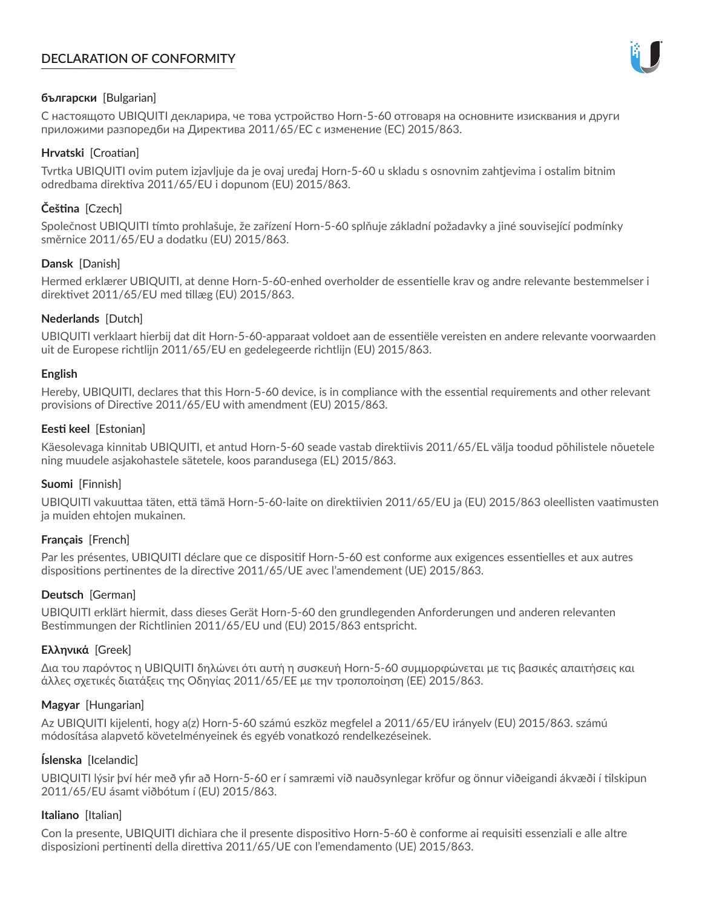# DECLARATION OF CONFORMITY

**български** [Bulgarian]

С настоящото UBIQUITI декларира, че това устройство Horn-5-60 отговаря на основните изисквания и други приложими разпоредби на Директива 2011/65/ЕС с изменение (ЕС) 2015/863.

**Hrvatski** [Croatian]

Tvrtka UBIQUITI ovim putem izjavljuje da je ovaj uređaj Horn-5-60 u skladu s osnovnim zahtjevima i ostalim bitnim odredbama direktiva 2011/65/EU i dopunom (EU) 2015/863.

**Čeština** [Czech]

Společnost UBIQUITI tímto prohlašuje, že zařízení Horn-5-60 splňuje základní požadavky a jiné související podmínky směrnice 2011/65/EU a dodatku (EU) 2015/863.

**Dansk** [Danish]

Hermed erklærer UBIQUITI, at denne Horn-5-60-enhed overholder de essentielle krav og andre relevante bestemmelser i direktivet 2011/65/EU med tillæg (EU) 2015/863.

**Nederlands** [Dutch]

UBIQUITI verklaart hierbij dat dit Horn-5-60-apparaat voldoet aan de essentiële vereisten en andere relevante voorwaarden uit de Europese richtlijn 2011/65/EU en gedelegeerde richtlijn (EU) 2015/863.

**English**

Hereby, UBIQUITI, declares that this Horn-5-60 device, is in compliance with the essential requirements and other relevant provisions of Directive 2011/65/EU with amendment (EU) 2015/863.

**Eesti keel** [Estonian]

Käesolevaga kinnitab UBIQUITI, et antud Horn-5-60 seade vastab direktiivis 2011/65/EL välja toodud põhilistele nõuetele ning muudele asjakohastele sätetele, koos parandusega (EL) 2015/863.

**Suomi** [Finnish]

UBIQUITI vakuuttaa täten, että tämä Horn-5-60-laite on direktiivien 2011/65/EU ja (EU) 2015/863 oleellisten vaatimusten ja muiden ehtojen mukainen.

**Français** [French]

Par les présentes, UBIQUITI déclare que ce dispositif Horn-5-60 est conforme aux exigences essentielles et aux autres dispositions pertinentes de la directive 2011/65/UE avec l'amendement (UE) 2015/863.

**Deutsch** [German]

UBIQUITI erklärt hiermit, dass dieses Gerät Horn-5-60 den grundlegenden Anforderungen und anderen relevanten Bestimmungen der Richtlinien 2011/65/EU und (EU) 2015/863 entspricht.

**Ελληνικά** [Greek]

Δια του παρόντος η UBIQUITI δηλώνει ότι αυτή η συσκευή Horn-5-60 συμμορφώνεται με τις βασικές απαιτήσεις και άλλες σχετικές διατάξεις της Οδηγίας 2011/65/ΕΕ με την τροποποίηση (ΕΕ) 2015/863.

**Magyar** [Hungarian]

Az UBIQUITI kijelenti, hogy a(z) Horn-5-60 számú eszköz megfelel a 2011/65/EU irányelv (EU) 2015/863. számú módosítása alapvető követelményeinek és egyéb vonatkozó rendelkezéseinek.

**Íslenska** [Icelandic]

UBIQUITI lýsir því hér með yfir að Horn-5-60 er í samræmi við nauðsynlegar kröfur og önnur viðeigandi ákvæði í tilskipun 2011/65/EU ásamt viðbótum í (EU) 2015/863.

**Italiano** [Italian]

Con la presente, UBIQUITI dichiara che il presente dispositivo Horn-5-60 è conforme ai requisiti essenziali e alle altre disposizioni pertinenti della direttiva 2011/65/UE con l'emendamento (UE) 2015/863.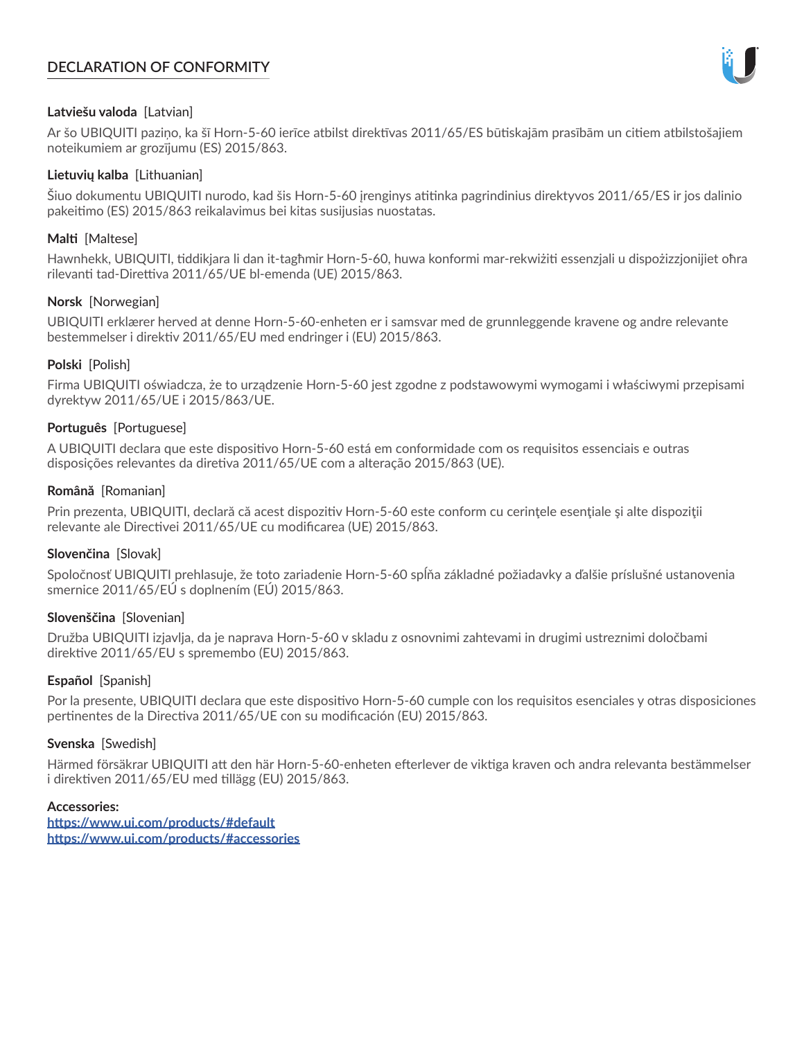## DECLARATION OF CONFORMITY

**Latviešu valoda** [Latvian]

Ar šo UBIQUITI paziņo, ka šī Horn-5-60 ierīce atbilst direktīvas 2011/65/ES būtiskajām prasībām un citiem atbilstošajiem noteikumiem ar grozījumu (ES) 2015/863.

**Lietuvių kalba** [Lithuanian]

Šiuo dokumentu UBIQUITI nurodo, kad šis Horn-5-60 įrenginys atitinka pagrindinius direktyvos 2011/65/ES ir jos dalinio pakeitimo (ES) 2015/863 reikalavimus bei kitas susijusias nuostatas.

**Malti** [Maltese]

Hawnhekk, UBIQUITI, tiddikjara li dan it-tagħmir Horn-5-60, huwa konformi mar-rekwiżiti essenzjali u dispożizzjonijiet oħra rilevanti tad-Direttiva 2011/65/UE bl-emenda (UE) 2015/863.

**Norsk** [Norwegian]

UBIQUITI erklærer herved at denne Horn-5-60-enheten er i samsvar med de grunnleggende kravene og andre relevante bestemmelser i direktiv 2011/65/EU med endringer i (EU) 2015/863.

**Polski** [Polish]

Firma UBIQUITI oświadcza, że to urządzenie Horn-5-60 jest zgodne z podstawowymi wymogami i właściwymi przepisami dyrektyw 2011/65/UE i 2015/863/UE.

**Português** [Portuguese]

A UBIQUITI declara que este dispositivo Horn-5-60 está em conformidade com os requisitos essenciais e outras disposições relevantes da diretiva 2011/65/UE com a alteração 2015/863 (UE).

**Română** [Romanian]

Prin prezenta, UBIQUITI, declară că acest dispozitiv Horn-5-60 este conform cu cerinţele esenţiale şi alte dispoziţii relevante ale Directivei 2011/65/UE cu modificarea (UE) 2015/863.

**Slovenčina** [Slovak]

Spoločnosť UBIQUITI prehlasuje, že toto zariadenie Horn-5-60 spĺňa základné požiadavky a ďalšie príslušné ustanovenia smernice 2011/65/EÚ s doplnením (EÚ) 2015/863.

**Slovenščina** [Slovenian]

Družba UBIQUITI izjavlja, da je naprava Horn-5-60 v skladu z osnovnimi zahtevami in drugimi ustreznimi določbami direktive 2011/65/EU s spremembo (EU) 2015/863.

**Español** [Spanish]

Por la presente, UBIQUITI declara que este dispositivo Horn-5-60 cumple con los requisitos esenciales y otras disposiciones pertinentes de la Directiva 2011/65/UE con su modificación (EU) 2015/863.

**Svenska** [Swedish]

Härmed försäkrar UBIQUITI att den här Horn-5-60-enheten efterlever de viktiga kraven och andra relevanta bestämmelser i direktiven 2011/65/EU med tillägg (EU) 2015/863.

**Accessories:**
**https://www.ui.com/products/#default**
**https://www.ui.com/products/#accessories**